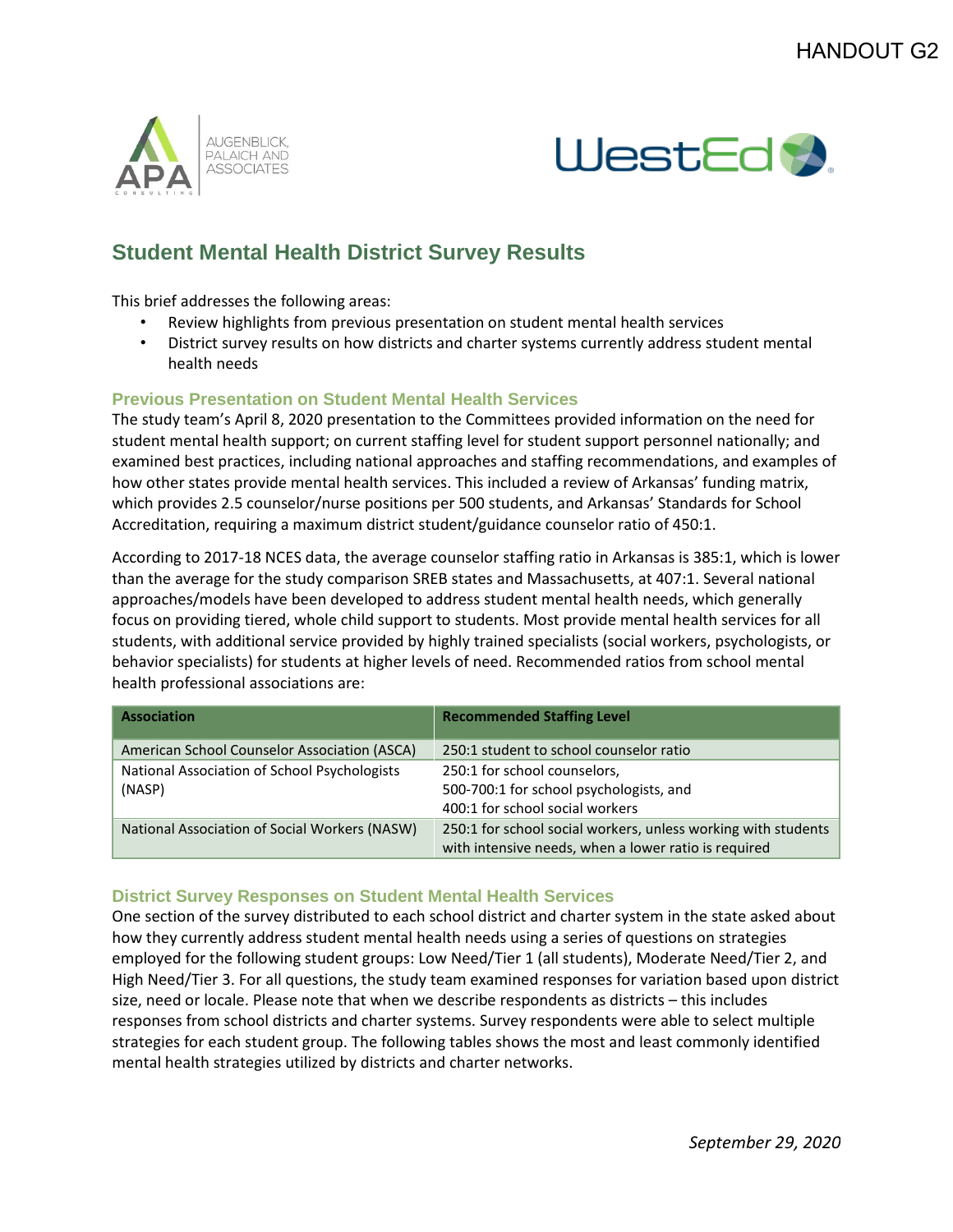# Student Mental Health District Survey Results

This brief addresses the following areas:

- Review highlights from previous presentation on student mental health services
- District survey results on how districts and charter systems currently address student mental health needs

## Previous Presentation on Student Mental Health Services

The study team's April 8, 2020 presentation to the Committees provided information on the need for student mental health support; on current staffing level for student support personnel nationally; and examined best practices, including national approaches and staffing recommendations, and examples of how other states provide mental health services. This included a review of Arkansas' funding matrix, which provides 2.5 counselor/nurse positions per 500 students, and Arkansas' Standards for School Accreditation, requiring a maximum district student/guidance counselor ratio of 450:1.

According to 2017-18 NCES data, the average counselor staffing ratio in Arkansas is 385:1, which is lower than the average for the study comparison SREB states and Massachusetts, at 407:1. Several national approaches/models have been developed to address student mental health needs, which generally focus on providing tiered, whole child support to students. Most provide mental health services for all students, with additional service provided by highly trained specialists (social workers, psychologists, or behavior specialists) for students at higher levels of need. Recommended ratios from school mental health professional associations are:

| Association | Recommended Staffing Level |
|---|---|
| American School Counselor Association (ASCA) | 250:1 student to school counselor ratio |
| National Association of School Psychologists (NASP) | 250:1 for school counselors, 500-700:1 for school psychologists, and 400:1 for school social workers |
| National Association of Social Workers (NASW) | 250:1 for school social workers, unless working with students with intensive needs, when a lower ratio is required |

## District Survey Responses on Student Mental Health Services

One section of the survey distributed to each school district and charter system in the state asked about how they currently address student mental health needs using a series of questions on strategies employed for the following student groups: Low Need/Tier 1 (all students), Moderate Need/Tier 2, and High Need/Tier 3. For all questions, the study team examined responses for variation based upon district size, need or locale. Please note that when we describe respondents as districts – this includes responses from school districts and charter systems. Survey respondents were able to select multiple strategies for each student group. The following tables shows the most and least commonly identified mental health strategies utilized by districts and charter networks.

*September 29, 2020*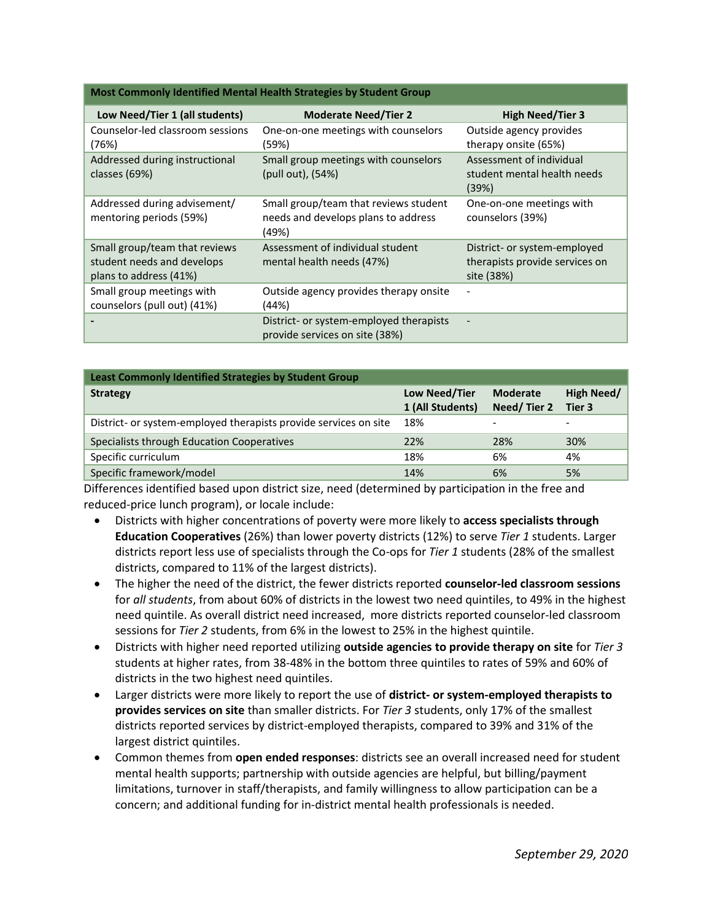| Most Commonly Identified Mental Health Strategies by Student Group | | |
| --- | --- | --- |
| **Low Need/Tier 1 (all students)** | **Moderate Need/Tier 2** | **High Need/Tier 3** |
| Counselor-led classroom sessions (76%) | One-on-one meetings with counselors (59%) | Outside agency provides therapy onsite (65%) |
| Addressed during instructional classes (69%) | Small group meetings with counselors (pull out), (54%) | Assessment of individual student mental health needs (39%) |
| Addressed during advisement/ mentoring periods (59%) | Small group/team that reviews student needs and develops plans to address (49%) | One-on-one meetings with counselors (39%) |
| Small group/team that reviews student needs and develops plans to address (41%) | Assessment of individual student mental health needs (47%) | District- or system-employed therapists provide services on site (38%) |
| Small group meetings with counselors (pull out) (41%) | Outside agency provides therapy onsite (44%) | - |
| - | District- or system-employed therapists provide services on site (38%) | - |

| Least Commonly Identified Strategies by Student Group | | | |
| --- | --- | --- | --- |
| **Strategy** | **Low Need/Tier 1 (All Students)** | **Moderate Need/ Tier 2** | **High Need/ Tier 3** |
| District- or system-employed therapists provide services on site | 18% | - | - |
| Specialists through Education Cooperatives | 22% | 28% | 30% |
| Specific curriculum | 18% | 6% | 4% |
| Specific framework/model | 14% | 6% | 5% |

Differences identified based upon district size, need (determined by participation in the free and reduced-price lunch program), or locale include:

- Districts with higher concentrations of poverty were more likely to **access specialists through Education Cooperatives** (26%) than lower poverty districts (12%) to serve *Tier 1* students. Larger districts report less use of specialists through the Co-ops for *Tier 1* students (28% of the smallest districts, compared to 11% of the largest districts).
- The higher the need of the district, the fewer districts reported **counselor-led classroom sessions** for *all students*, from about 60% of districts in the lowest two need quintiles, to 49% in the highest need quintile. As overall district need increased, more districts reported counselor-led classroom sessions for *Tier 2* students, from 6% in the lowest to 25% in the highest quintile.
- Districts with higher need reported utilizing **outside agencies to provide therapy on site** for *Tier 3* students at higher rates, from 38-48% in the bottom three quintiles to rates of 59% and 60% of districts in the two highest need quintiles.
- Larger districts were more likely to report the use of **district- or system-employed therapists to provides services on site** than smaller districts. For *Tier 3* students, only 17% of the smallest districts reported services by district-employed therapists, compared to 39% and 31% of the largest district quintiles.
- Common themes from **open ended responses**: districts see an overall increased need for student mental health supports; partnership with outside agencies are helpful, but billing/payment limitations, turnover in staff/therapists, and family willingness to allow participation can be a concern; and additional funding for in-district mental health professionals is needed.

*September 29, 2020*